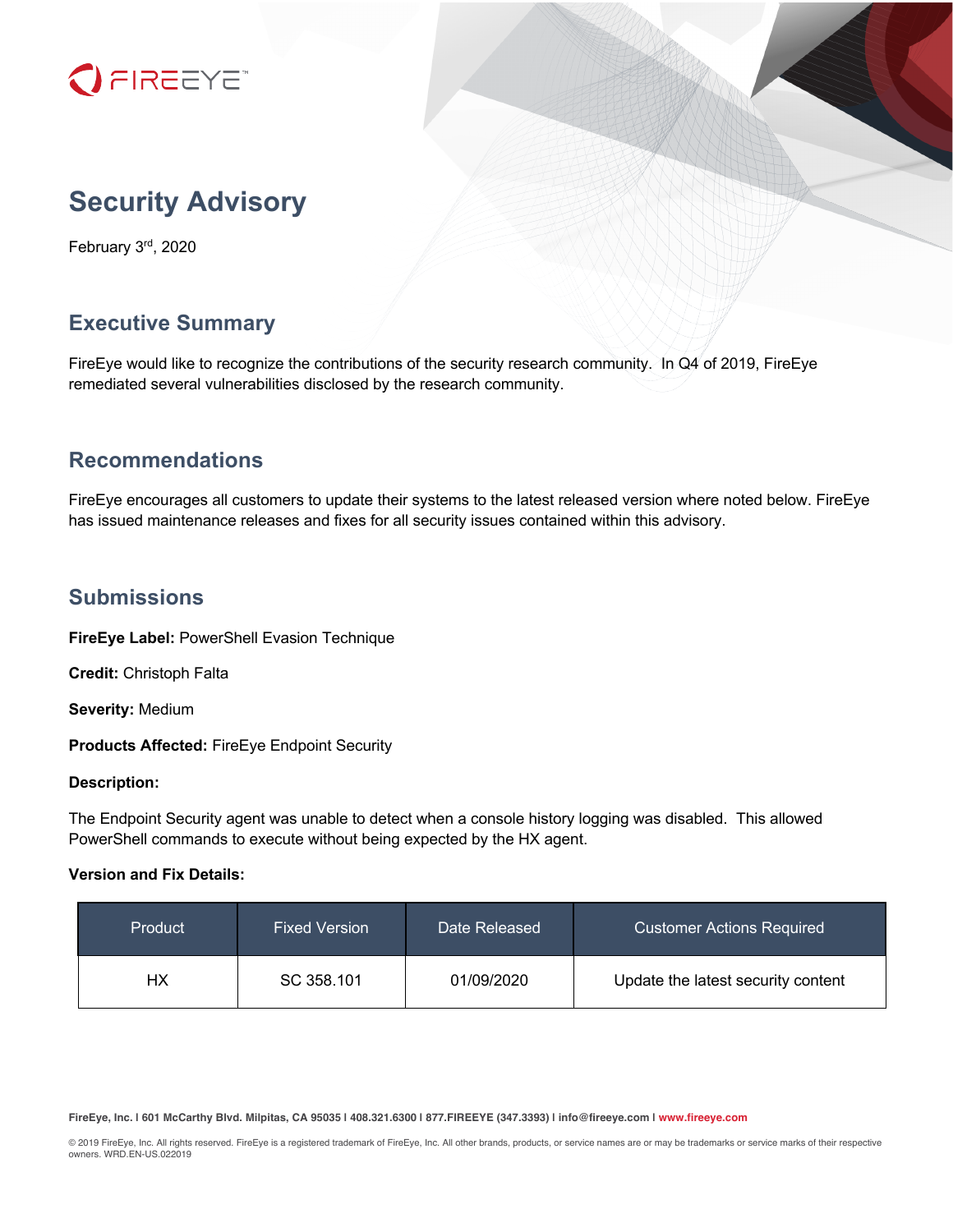# Security Advisory

February 3rd, 2020

## Executive Summary

FireEye would like to recognize the contributions of the security research community. In Q4 of 2019, FireEye remediated several vulnerabilities disclosed by the research community.

## Recommendations

FireEye encourages all customers to update their systems to the latest released version where noted below. FireEye has issued maintenance releases and fixes for all security issues contained within this advisory.

## Submissions

**FireEye Label:** PowerShell Evasion Technique

**Credit:** Christoph Falta

**Severity:** Medium

**Products Affected:** FireEye Endpoint Security

**Description:**

The Endpoint Security agent was unable to detect when a console history logging was disabled. This allowed PowerShell commands to execute without being expected by the HX agent.

**Version and Fix Details:**

| Product | Fixed Version | Date Released | Customer Actions Required |
| --- | --- | --- | --- |
| HX | SC 358.101 | 01/09/2020 | Update the latest security content |

FireEye, Inc. | 601 McCarthy Blvd. Milpitas, CA 95035 | 408.321.6300 | 877.FIREEYE (347.3393) | info@fireeye.com | www.fireeye.com

© 2019 FireEye, Inc. All rights reserved. FireEye is a registered trademark of FireEye, Inc. All other brands, products, or service names are or may be trademarks or service marks of their respective owners. WRD.EN-US.022019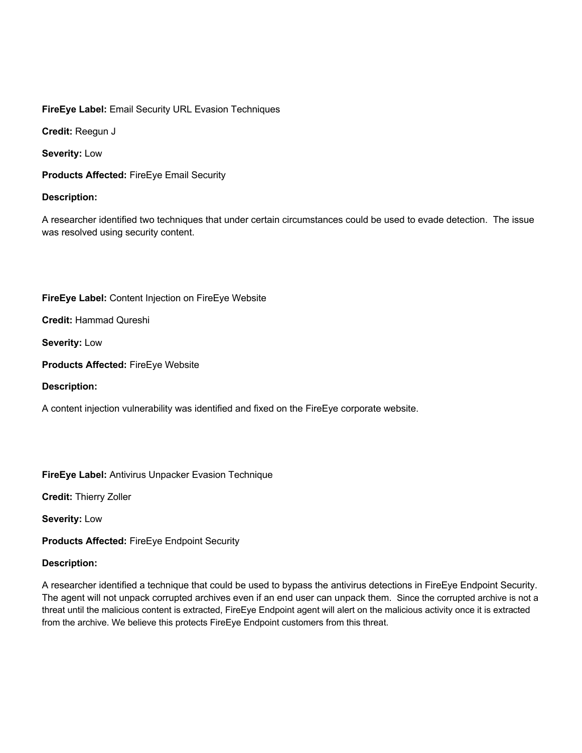**FireEye Label:** Email Security URL Evasion Techniques

**Credit:** Reegun J

**Severity:** Low

**Products Affected:** FireEye Email Security

**Description:**

A researcher identified two techniques that under certain circumstances could be used to evade detection. The issue was resolved using security content.

**FireEye Label:** Content Injection on FireEye Website

**Credit:** Hammad Qureshi

**Severity:** Low

**Products Affected:** FireEye Website

**Description:**

A content injection vulnerability was identified and fixed on the FireEye corporate website.

**FireEye Label:** Antivirus Unpacker Evasion Technique

**Credit:** Thierry Zoller

**Severity:** Low

**Products Affected:** FireEye Endpoint Security

**Description:**

A researcher identified a technique that could be used to bypass the antivirus detections in FireEye Endpoint Security. The agent will not unpack corrupted archives even if an end user can unpack them. Since the corrupted archive is not a threat until the malicious content is extracted, FireEye Endpoint agent will alert on the malicious activity once it is extracted from the archive. We believe this protects FireEye Endpoint customers from this threat.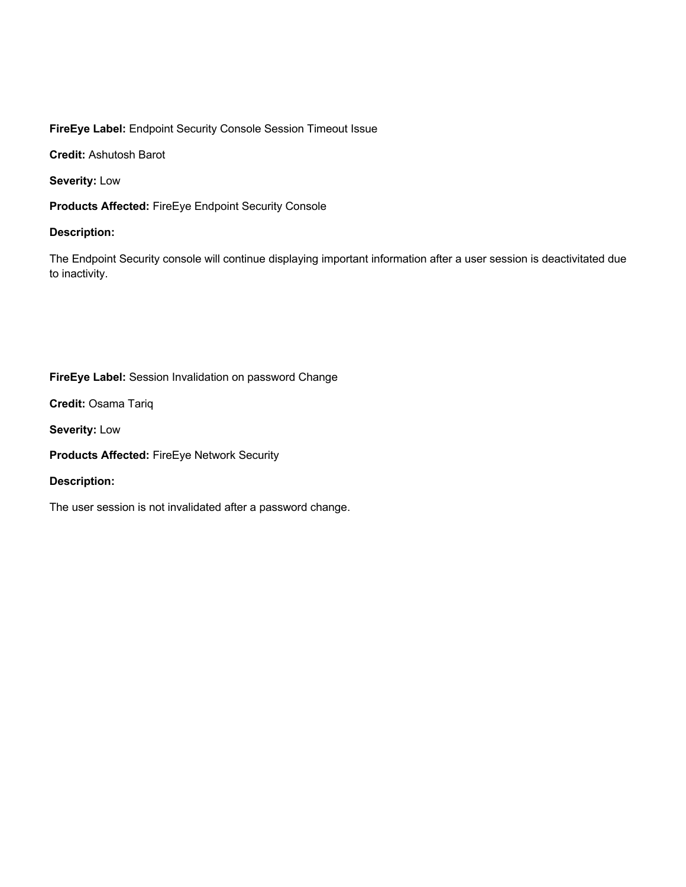**FireEye Label:** Endpoint Security Console Session Timeout Issue

**Credit:** Ashutosh Barot

**Severity:** Low

**Products Affected:** FireEye Endpoint Security Console

**Description:**

The Endpoint Security console will continue displaying important information after a user session is deactivitated due to inactivity.

**FireEye Label:** Session Invalidation on password Change

**Credit:** Osama Tariq

**Severity:** Low

**Products Affected:** FireEye Network Security

**Description:**

The user session is not invalidated after a password change.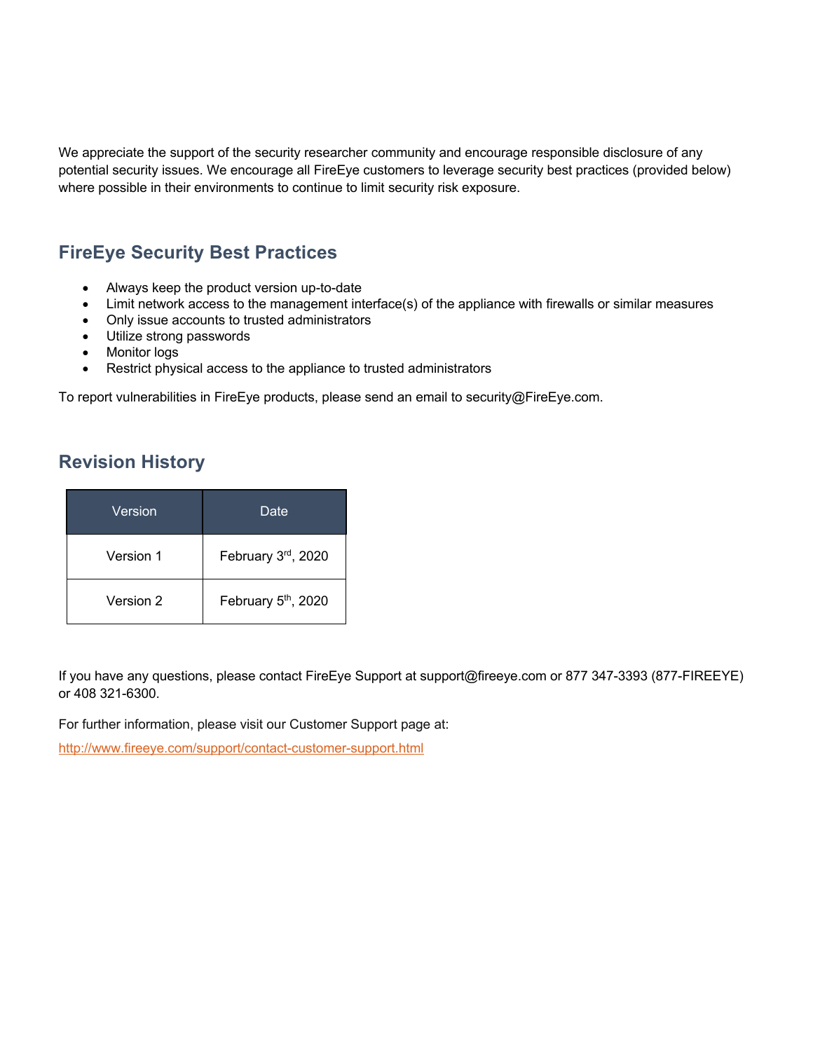We appreciate the support of the security researcher community and encourage responsible disclosure of any potential security issues. We encourage all FireEye customers to leverage security best practices (provided below) where possible in their environments to continue to limit security risk exposure.

## FireEye Security Best Practices

- Always keep the product version up-to-date
- Limit network access to the management interface(s) of the appliance with firewalls or similar measures
- Only issue accounts to trusted administrators
- Utilize strong passwords
- Monitor logs
- Restrict physical access to the appliance to trusted administrators

To report vulnerabilities in FireEye products, please send an email to security@FireEye.com.

## Revision History

| Version | Date |
|---|---|
| Version 1 | February 3rd, 2020 |
| Version 2 | February 5th, 2020 |

If you have any questions, please contact FireEye Support at support@fireeye.com or 877 347-3393 (877-FIREEYE) or 408 321-6300.

For further information, please visit our Customer Support page at:

[http://www.fireeye.com/support/contact-customer-support.html](http://www.fireeye.com/support/contact-customer-support.html)